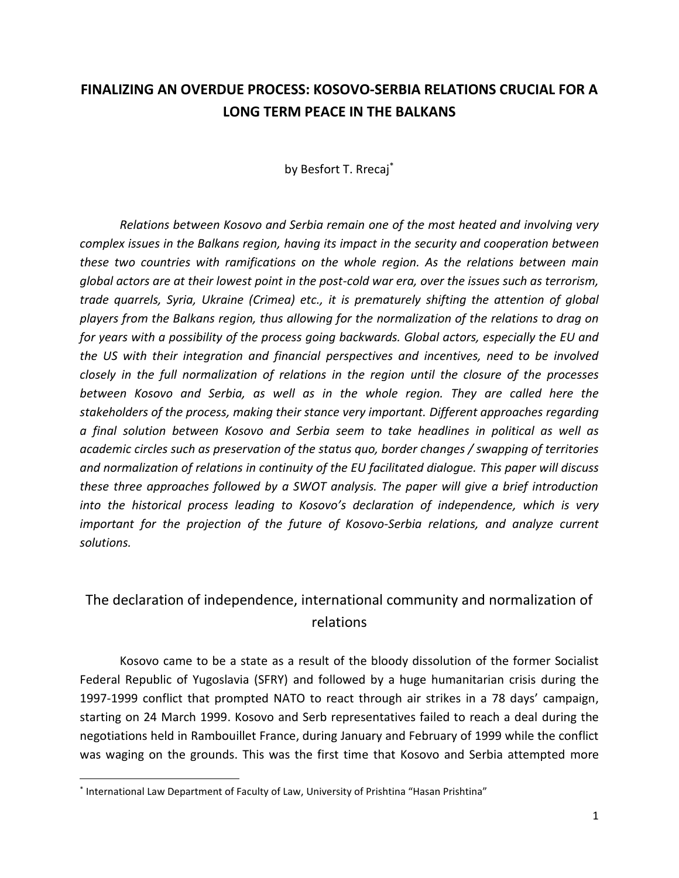# FINALIZING AN OVERDUE PROCESS: KOSOVO-SERBIA RELATIONS CRUCIAL FOR A LONG TERM PEACE IN THE BALKANS

by Besfort T. Rrecaj[*]

*Relations between Kosovo and Serbia remain one of the most heated and involving very complex issues in the Balkans region, having its impact in the security and cooperation between these two countries with ramifications on the whole region. As the relations between main global actors are at their lowest point in the post-cold war era, over the issues such as terrorism, trade quarrels, Syria, Ukraine (Crimea) etc., it is prematurely shifting the attention of global players from the Balkans region, thus allowing for the normalization of the relations to drag on for years with a possibility of the process going backwards. Global actors, especially the EU and the US with their integration and financial perspectives and incentives, need to be involved closely in the full normalization of relations in the region until the closure of the processes between Kosovo and Serbia, as well as in the whole region. They are called here the stakeholders of the process, making their stance very important. Different approaches regarding a final solution between Kosovo and Serbia seem to take headlines in political as well as academic circles such as preservation of the status quo, border changes / swapping of territories and normalization of relations in continuity of the EU facilitated dialogue. This paper will discuss these three approaches followed by a SWOT analysis. The paper will give a brief introduction into the historical process leading to Kosovo's declaration of independence, which is very important for the projection of the future of Kosovo-Serbia relations, and analyze current solutions.*

## The declaration of independence, international community and normalization of relations

Kosovo came to be a state as a result of the bloody dissolution of the former Socialist Federal Republic of Yugoslavia (SFRY) and followed by a huge humanitarian crisis during the 1997-1999 conflict that prompted NATO to react through air strikes in a 78 days' campaign, starting on 24 March 1999. Kosovo and Serb representatives failed to reach a deal during the negotiations held in Rambouillet France, during January and February of 1999 while the conflict was waging on the grounds. This was the first time that Kosovo and Serbia attempted more

---

[*] International Law Department of Faculty of Law, University of Prishtina "Hasan Prishtina"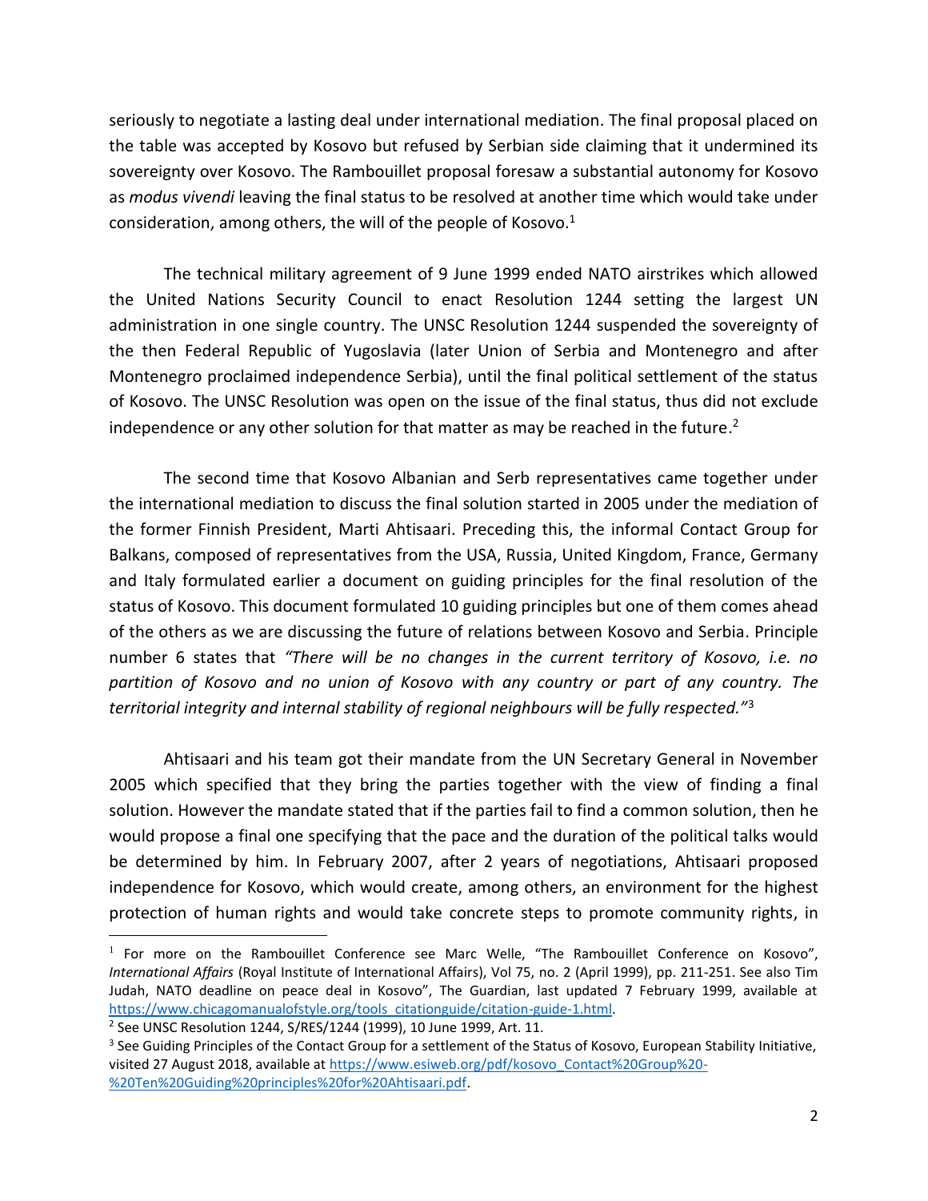seriously to negotiate a lasting deal under international mediation. The final proposal placed on the table was accepted by Kosovo but refused by Serbian side claiming that it undermined its sovereignty over Kosovo. The Rambouillet proposal foresaw a substantial autonomy for Kosovo as *modus vivendi* leaving the final status to be resolved at another time which would take under consideration, among others, the will of the people of Kosovo.[1]

The technical military agreement of 9 June 1999 ended NATO airstrikes which allowed the United Nations Security Council to enact Resolution 1244 setting the largest UN administration in one single country. The UNSC Resolution 1244 suspended the sovereignty of the then Federal Republic of Yugoslavia (later Union of Serbia and Montenegro and after Montenegro proclaimed independence Serbia), until the final political settlement of the status of Kosovo. The UNSC Resolution was open on the issue of the final status, thus did not exclude independence or any other solution for that matter as may be reached in the future.[2]

The second time that Kosovo Albanian and Serb representatives came together under the international mediation to discuss the final solution started in 2005 under the mediation of the former Finnish President, Marti Ahtisaari. Preceding this, the informal Contact Group for Balkans, composed of representatives from the USA, Russia, United Kingdom, France, Germany and Italy formulated earlier a document on guiding principles for the final resolution of the status of Kosovo. This document formulated 10 guiding principles but one of them comes ahead of the others as we are discussing the future of relations between Kosovo and Serbia. Principle number 6 states that *"There will be no changes in the current territory of Kosovo, i.e. no partition of Kosovo and no union of Kosovo with any country or part of any country. The territorial integrity and internal stability of regional neighbours will be fully respected."*[3]

Ahtisaari and his team got their mandate from the UN Secretary General in November 2005 which specified that they bring the parties together with the view of finding a final solution. However the mandate stated that if the parties fail to find a common solution, then he would propose a final one specifying that the pace and the duration of the political talks would be determined by him. In February 2007, after 2 years of negotiations, Ahtisaari proposed independence for Kosovo, which would create, among others, an environment for the highest protection of human rights and would take concrete steps to promote community rights, in

---

[1] For more on the Rambouillet Conference see Marc Welle, "The Rambouillet Conference on Kosovo", *International Affairs* (Royal Institute of International Affairs), Vol 75, no. 2 (April 1999), pp. 211-251. See also Tim Judah, NATO deadline on peace deal in Kosovo", The Guardian, last updated 7 February 1999, available at https://www.chicagomanualofstyle.org/tools_citationguide/citation-guide-1.html.

[2] See UNSC Resolution 1244, S/RES/1244 (1999), 10 June 1999, Art. 11.

[3] See Guiding Principles of the Contact Group for a settlement of the Status of Kosovo, European Stability Initiative, visited 27 August 2018, available at https://www.esiweb.org/pdf/kosovo_Contact%20Group%20-%20Ten%20Guiding%20principles%20for%20Ahtisaari.pdf.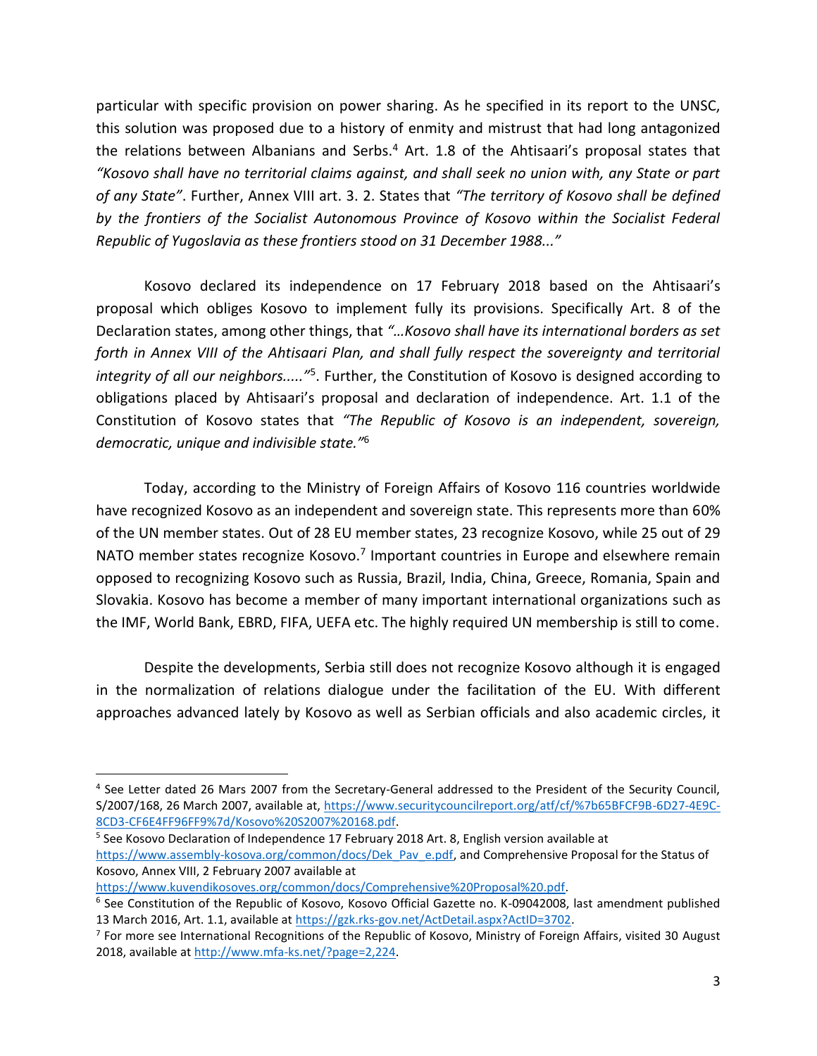particular with specific provision on power sharing. As he specified in its report to the UNSC, this solution was proposed due to a history of enmity and mistrust that had long antagonized the relations between Albanians and Serbs.[4] Art. 1.8 of the Ahtisaari's proposal states that *"Kosovo shall have no territorial claims against, and shall seek no union with, any State or part of any State"*. Further, Annex VIII art. 3. 2. States that *"The territory of Kosovo shall be defined by the frontiers of the Socialist Autonomous Province of Kosovo within the Socialist Federal Republic of Yugoslavia as these frontiers stood on 31 December 1988..."*

Kosovo declared its independence on 17 February 2018 based on the Ahtisaari's proposal which obliges Kosovo to implement fully its provisions. Specifically Art. 8 of the Declaration states, among other things, that *"…Kosovo shall have its international borders as set forth in Annex VIII of the Ahtisaari Plan, and shall fully respect the sovereignty and territorial integrity of all our neighbors….."*[5]. Further, the Constitution of Kosovo is designed according to obligations placed by Ahtisaari's proposal and declaration of independence. Art. 1.1 of the Constitution of Kosovo states that *"The Republic of Kosovo is an independent, sovereign, democratic, unique and indivisible state."*[6]

Today, according to the Ministry of Foreign Affairs of Kosovo 116 countries worldwide have recognized Kosovo as an independent and sovereign state. This represents more than 60% of the UN member states. Out of 28 EU member states, 23 recognize Kosovo, while 25 out of 29 NATO member states recognize Kosovo.[7] Important countries in Europe and elsewhere remain opposed to recognizing Kosovo such as Russia, Brazil, India, China, Greece, Romania, Spain and Slovakia. Kosovo has become a member of many important international organizations such as the IMF, World Bank, EBRD, FIFA, UEFA etc. The highly required UN membership is still to come.

Despite the developments, Serbia still does not recognize Kosovo although it is engaged in the normalization of relations dialogue under the facilitation of the EU. With different approaches advanced lately by Kosovo as well as Serbian officials and also academic circles, it

---

[4] See Letter dated 26 Mars 2007 from the Secretary-General addressed to the President of the Security Council, S/2007/168, 26 March 2007, available at, https://www.securitycouncilreport.org/atf/cf/%7b65BFCF9B-6D27-4E9C-8CD3-CF6E4FF96FF9%7d/Kosovo%20S2007%20168.pdf.

[5] See Kosovo Declaration of Independence 17 February 2018 Art. 8, English version available at https://www.assembly-kosova.org/common/docs/Dek_Pav_e.pdf, and Comprehensive Proposal for the Status of Kosovo, Annex VIII, 2 February 2007 available at https://www.kuvendikosoves.org/common/docs/Comprehensive%20Proposal%20.pdf.

[6] See Constitution of the Republic of Kosovo, Kosovo Official Gazette no. K-09042008, last amendment published 13 March 2016, Art. 1.1, available at https://gzk.rks-gov.net/ActDetail.aspx?ActID=3702.

[7] For more see International Recognitions of the Republic of Kosovo, Ministry of Foreign Affairs, visited 30 August 2018, available at http://www.mfa-ks.net/?page=2,224.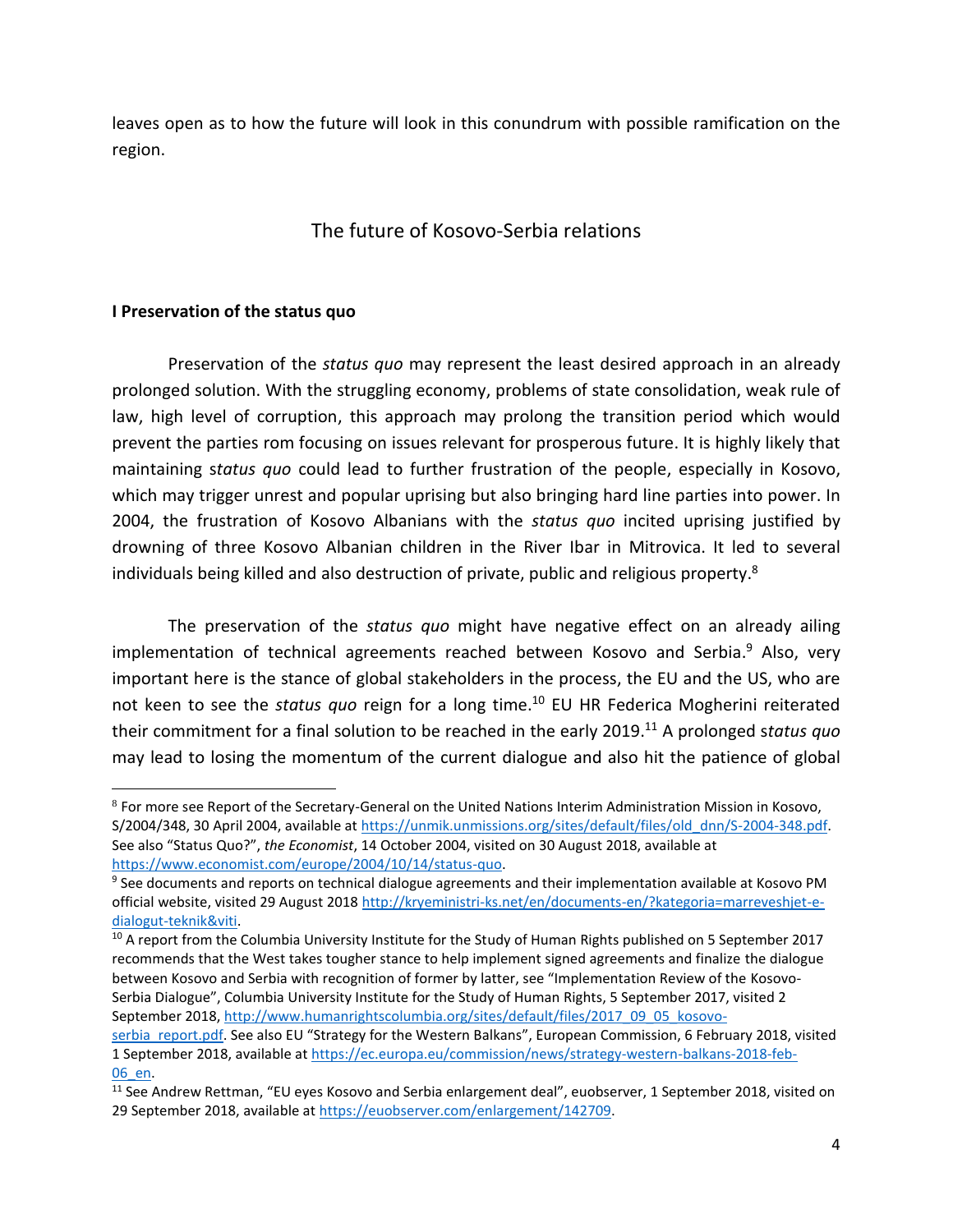leaves open as to how the future will look in this conundrum with possible ramification on the region.

## The future of Kosovo-Serbia relations

### I Preservation of the status quo

Preservation of the *status quo* may represent the least desired approach in an already prolonged solution. With the struggling economy, problems of state consolidation, weak rule of law, high level of corruption, this approach may prolong the transition period which would prevent the parties rom focusing on issues relevant for prosperous future. It is highly likely that maintaining *status quo* could lead to further frustration of the people, especially in Kosovo, which may trigger unrest and popular uprising but also bringing hard line parties into power. In 2004, the frustration of Kosovo Albanians with the *status quo* incited uprising justified by drowning of three Kosovo Albanian children in the River Ibar in Mitrovica. It led to several individuals being killed and also destruction of private, public and religious property.[8]

The preservation of the *status quo* might have negative effect on an already ailing implementation of technical agreements reached between Kosovo and Serbia.[9] Also, very important here is the stance of global stakeholders in the process, the EU and the US, who are not keen to see the *status quo* reign for a long time.[10] EU HR Federica Mogherini reiterated their commitment for a final solution to be reached in the early 2019.[11] A prolonged *status quo* may lead to losing the momentum of the current dialogue and also hit the patience of global

---

[8] For more see Report of the Secretary-General on the United Nations Interim Administration Mission in Kosovo, S/2004/348, 30 April 2004, available at https://unmik.unmissions.org/sites/default/files/old_dnn/S-2004-348.pdf. See also "Status Quo?", *the Economist*, 14 October 2004, visited on 30 August 2018, available at https://www.economist.com/europe/2004/10/14/status-quo.

[9] See documents and reports on technical dialogue agreements and their implementation available at Kosovo PM official website, visited 29 August 2018 http://kryeministri-ks.net/en/documents-en/?kategoria=marreveshjet-e-dialogut-teknik&viti.

[10] A report from the Columbia University Institute for the Study of Human Rights published on 5 September 2017 recommends that the West takes tougher stance to help implement signed agreements and finalize the dialogue between Kosovo and Serbia with recognition of former by latter, see "Implementation Review of the Kosovo-Serbia Dialogue", Columbia University Institute for the Study of Human Rights, 5 September 2017, visited 2 September 2018, http://www.humanrightscolumbia.org/sites/default/files/2017_09_05_kosovo-serbia_report.pdf. See also EU "Strategy for the Western Balkans", European Commission, 6 February 2018, visited 1 September 2018, available at https://ec.europa.eu/commission/news/strategy-western-balkans-2018-feb-06_en.

[11] See Andrew Rettman, "EU eyes Kosovo and Serbia enlargement deal", euobserver, 1 September 2018, visited on 29 September 2018, available at https://euobserver.com/enlargement/142709.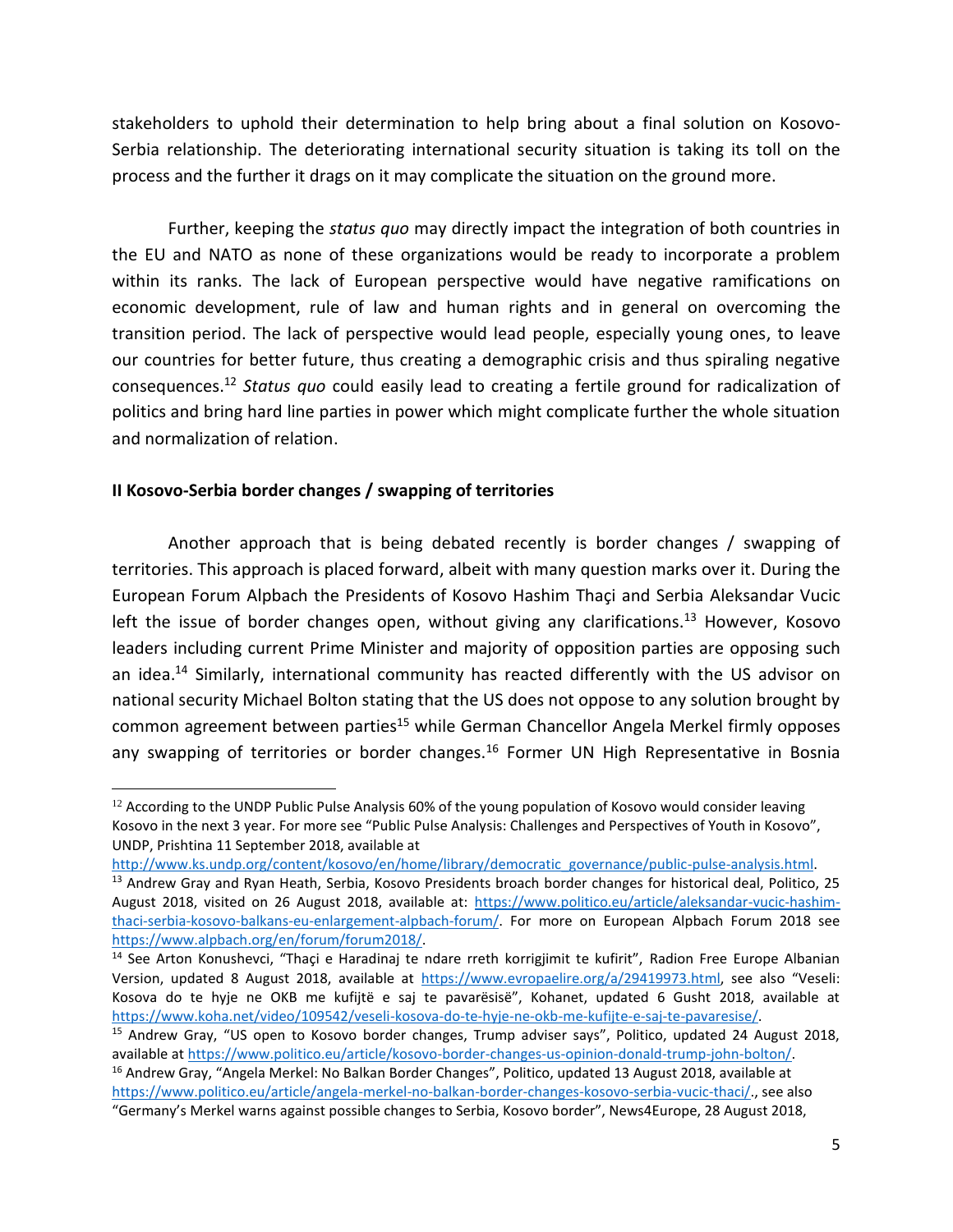stakeholders to uphold their determination to help bring about a final solution on Kosovo-Serbia relationship. The deteriorating international security situation is taking its toll on the process and the further it drags on it may complicate the situation on the ground more.

Further, keeping the *status quo* may directly impact the integration of both countries in the EU and NATO as none of these organizations would be ready to incorporate a problem within its ranks. The lack of European perspective would have negative ramifications on economic development, rule of law and human rights and in general on overcoming the transition period. The lack of perspective would lead people, especially young ones, to leave our countries for better future, thus creating a demographic crisis and thus spiraling negative consequences.[12] *Status quo* could easily lead to creating a fertile ground for radicalization of politics and bring hard line parties in power which might complicate further the whole situation and normalization of relation.

### II Kosovo-Serbia border changes / swapping of territories

Another approach that is being debated recently is border changes / swapping of territories. This approach is placed forward, albeit with many question marks over it. During the European Forum Alpbach the Presidents of Kosovo Hashim Thaçi and Serbia Aleksandar Vucic left the issue of border changes open, without giving any clarifications.[13] However, Kosovo leaders including current Prime Minister and majority of opposition parties are opposing such an idea.[14] Similarly, international community has reacted differently with the US advisor on national security Michael Bolton stating that the US does not oppose to any solution brought by common agreement between parties[15] while German Chancellor Angela Merkel firmly opposes any swapping of territories or border changes.[16] Former UN High Representative in Bosnia

---

[12] According to the UNDP Public Pulse Analysis 60% of the young population of Kosovo would consider leaving Kosovo in the next 3 year. For more see "Public Pulse Analysis: Challenges and Perspectives of Youth in Kosovo", UNDP, Prishtina 11 September 2018, available at http://www.ks.undp.org/content/kosovo/en/home/library/democratic_governance/public-pulse-analysis.html.

[13] Andrew Gray and Ryan Heath, Serbia, Kosovo Presidents broach border changes for historical deal, Politico, 25 August 2018, visited on 26 August 2018, available at: https://www.politico.eu/article/aleksandar-vucic-hashim-thaci-serbia-kosovo-balkans-eu-enlargement-alpbach-forum/. For more on European Alpbach Forum 2018 see https://www.alpbach.org/en/forum/forum2018/.

[14] See Arton Konushevci, "Thaçi e Haradinaj te ndare rreth korrigjimit te kufirit", Radion Free Europe Albanian Version, updated 8 August 2018, available at https://www.evropaelire.org/a/29419973.html, see also "Veseli: Kosova do te hyje ne OKB me kufijtë e saj te pavarësisë", Kohanet, updated 6 Gusht 2018, available at https://www.koha.net/video/109542/veseli-kosova-do-te-hyje-ne-okb-me-kufijte-e-saj-te-pavaresise/.

[15] Andrew Gray, "US open to Kosovo border changes, Trump adviser says", Politico, updated 24 August 2018, available at https://www.politico.eu/article/kosovo-border-changes-us-opinion-donald-trump-john-bolton/.

[16] Andrew Gray, "Angela Merkel: No Balkan Border Changes", Politico, updated 13 August 2018, available at https://www.politico.eu/article/angela-merkel-no-balkan-border-changes-kosovo-serbia-vucic-thaci/., see also "Germany's Merkel warns against possible changes to Serbia, Kosovo border", News4Europe, 28 August 2018,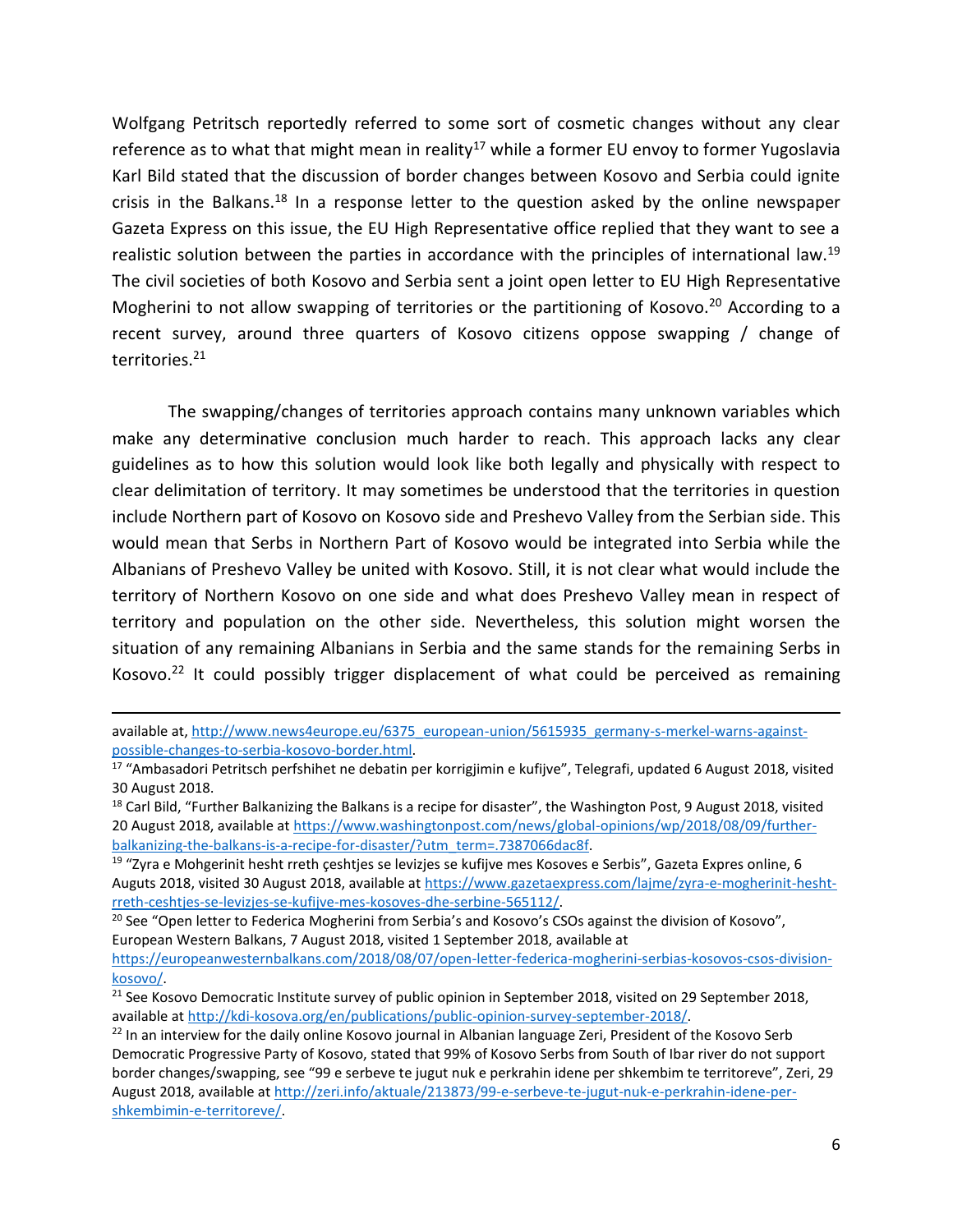Wolfgang Petritsch reportedly referred to some sort of cosmetic changes without any clear reference as to what that might mean in reality[17] while a former EU envoy to former Yugoslavia Karl Bild stated that the discussion of border changes between Kosovo and Serbia could ignite crisis in the Balkans.[18] In a response letter to the question asked by the online newspaper Gazeta Express on this issue, the EU High Representative office replied that they want to see a realistic solution between the parties in accordance with the principles of international law.[19] The civil societies of both Kosovo and Serbia sent a joint open letter to EU High Representative Mogherini to not allow swapping of territories or the partitioning of Kosovo.[20] According to a recent survey, around three quarters of Kosovo citizens oppose swapping / change of territories.[21]

The swapping/changes of territories approach contains many unknown variables which make any determinative conclusion much harder to reach. This approach lacks any clear guidelines as to how this solution would look like both legally and physically with respect to clear delimitation of territory. It may sometimes be understood that the territories in question include Northern part of Kosovo on Kosovo side and Preshevo Valley from the Serbian side. This would mean that Serbs in Northern Part of Kosovo would be integrated into Serbia while the Albanians of Preshevo Valley be united with Kosovo. Still, it is not clear what would include the territory of Northern Kosovo on one side and what does Preshevo Valley mean in respect of territory and population on the other side. Nevertheless, this solution might worsen the situation of any remaining Albanians in Serbia and the same stands for the remaining Serbs in Kosovo.[22] It could possibly trigger displacement of what could be perceived as remaining

---

available at, http://www.news4europe.eu/6375_european-union/5615935_germany-s-merkel-warns-against-possible-changes-to-serbia-kosovo-border.html.

[17] "Ambasadori Petritsch perfshihet ne debatin per korrigjimin e kufijve", Telegrafi, updated 6 August 2018, visited 30 August 2018.

[18] Carl Bild, "Further Balkanizing the Balkans is a recipe for disaster", the Washington Post, 9 August 2018, visited 20 August 2018, available at https://www.washingtonpost.com/news/global-opinions/wp/2018/08/09/further-balkanizing-the-balkans-is-a-recipe-for-disaster/?utm_term=.7387066dac8f.

[19] "Zyra e Mohgerinit hesht rreth çeshtjes se levizjes se kufijve mes Kosoves e Serbis", Gazeta Expres online, 6 Auguts 2018, visited 30 August 2018, available at https://www.gazetaexpress.com/lajme/zyra-e-mogherinit-hesht-rreth-ceshtjes-se-levizjes-se-kufijve-mes-kosoves-dhe-serbine-565112/.

[20] See "Open letter to Federica Mogherini from Serbia's and Kosovo's CSOs against the division of Kosovo", European Western Balkans, 7 August 2018, visited 1 September 2018, available at https://europeanwesternbalkans.com/2018/08/07/open-letter-federica-mogherini-serbias-kosovos-csos-division-kosovo/.

[21] See Kosovo Democratic Institute survey of public opinion in September 2018, visited on 29 September 2018, available at http://kdi-kosova.org/en/publications/public-opinion-survey-september-2018/.

[22] In an interview for the daily online Kosovo journal in Albanian language Zeri, President of the Kosovo Serb Democratic Progressive Party of Kosovo, stated that 99% of Kosovo Serbs from South of Ibar river do not support border changes/swapping, see "99 e serbeve te jugut nuk e perkrahin idene per shkembim te territoreve", Zeri, 29 August 2018, available at http://zeri.info/aktuale/213873/99-e-serbeve-te-jugut-nuk-e-perkrahin-idene-per-shkembimin-e-territoreve/.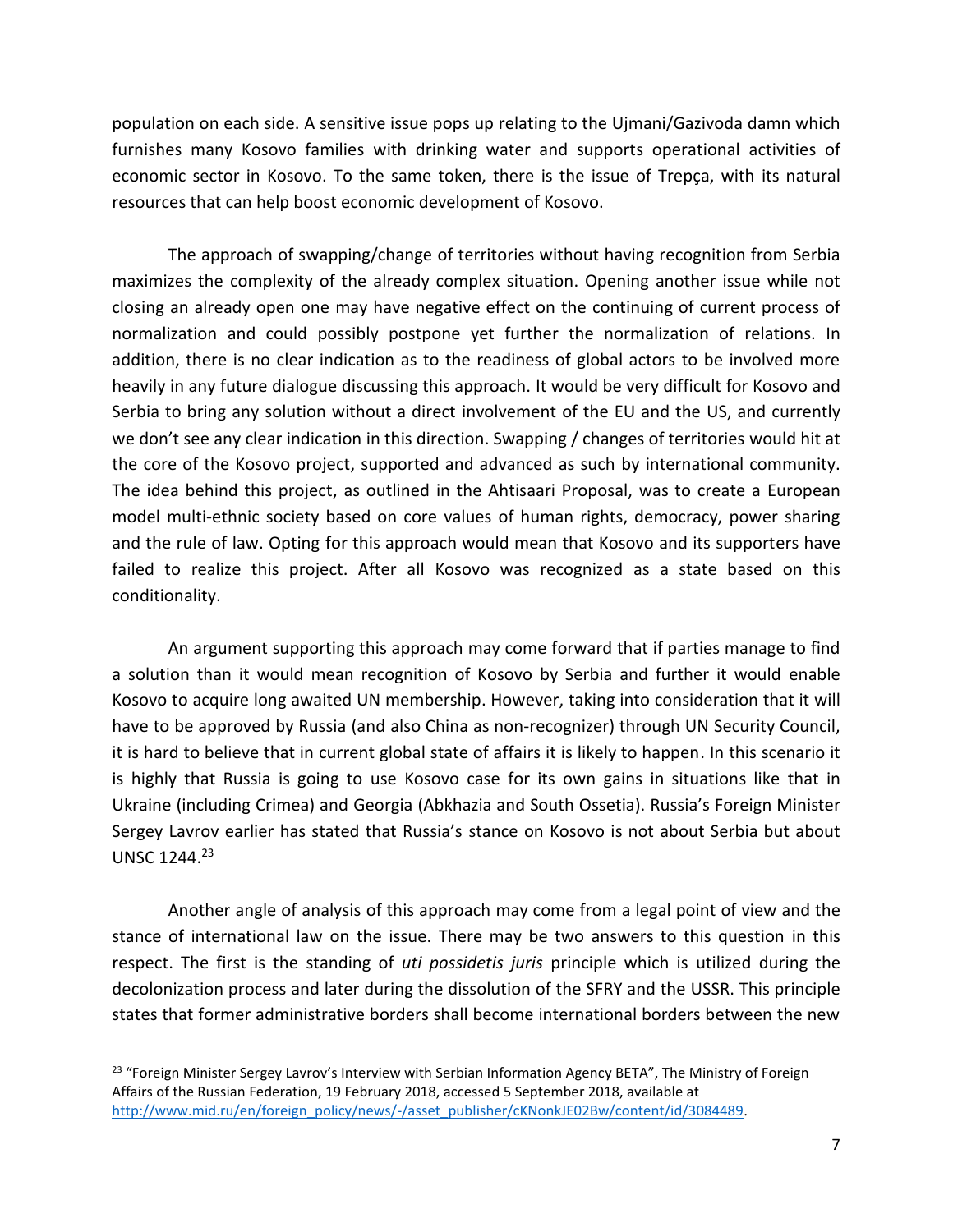population on each side. A sensitive issue pops up relating to the Ujmani/Gazivoda damn which furnishes many Kosovo families with drinking water and supports operational activities of economic sector in Kosovo. To the same token, there is the issue of Trepça, with its natural resources that can help boost economic development of Kosovo.

The approach of swapping/change of territories without having recognition from Serbia maximizes the complexity of the already complex situation. Opening another issue while not closing an already open one may have negative effect on the continuing of current process of normalization and could possibly postpone yet further the normalization of relations. In addition, there is no clear indication as to the readiness of global actors to be involved more heavily in any future dialogue discussing this approach. It would be very difficult for Kosovo and Serbia to bring any solution without a direct involvement of the EU and the US, and currently we don't see any clear indication in this direction. Swapping / changes of territories would hit at the core of the Kosovo project, supported and advanced as such by international community. The idea behind this project, as outlined in the Ahtisaari Proposal, was to create a European model multi-ethnic society based on core values of human rights, democracy, power sharing and the rule of law. Opting for this approach would mean that Kosovo and its supporters have failed to realize this project. After all Kosovo was recognized as a state based on this conditionality.

An argument supporting this approach may come forward that if parties manage to find a solution than it would mean recognition of Kosovo by Serbia and further it would enable Kosovo to acquire long awaited UN membership. However, taking into consideration that it will have to be approved by Russia (and also China as non-recognizer) through UN Security Council, it is hard to believe that in current global state of affairs it is likely to happen. In this scenario it is highly that Russia is going to use Kosovo case for its own gains in situations like that in Ukraine (including Crimea) and Georgia (Abkhazia and South Ossetia). Russia's Foreign Minister Sergey Lavrov earlier has stated that Russia's stance on Kosovo is not about Serbia but about UNSC 1244.[23]

Another angle of analysis of this approach may come from a legal point of view and the stance of international law on the issue. There may be two answers to this question in this respect. The first is the standing of *uti possidetis juris* principle which is utilized during the decolonization process and later during the dissolution of the SFRY and the USSR. This principle states that former administrative borders shall become international borders between the new

---

[23] "Foreign Minister Sergey Lavrov's Interview with Serbian Information Agency BETA", The Ministry of Foreign Affairs of the Russian Federation, 19 February 2018, accessed 5 September 2018, available at http://www.mid.ru/en/foreign_policy/news/-/asset_publisher/cKNonkJE02Bw/content/id/3084489.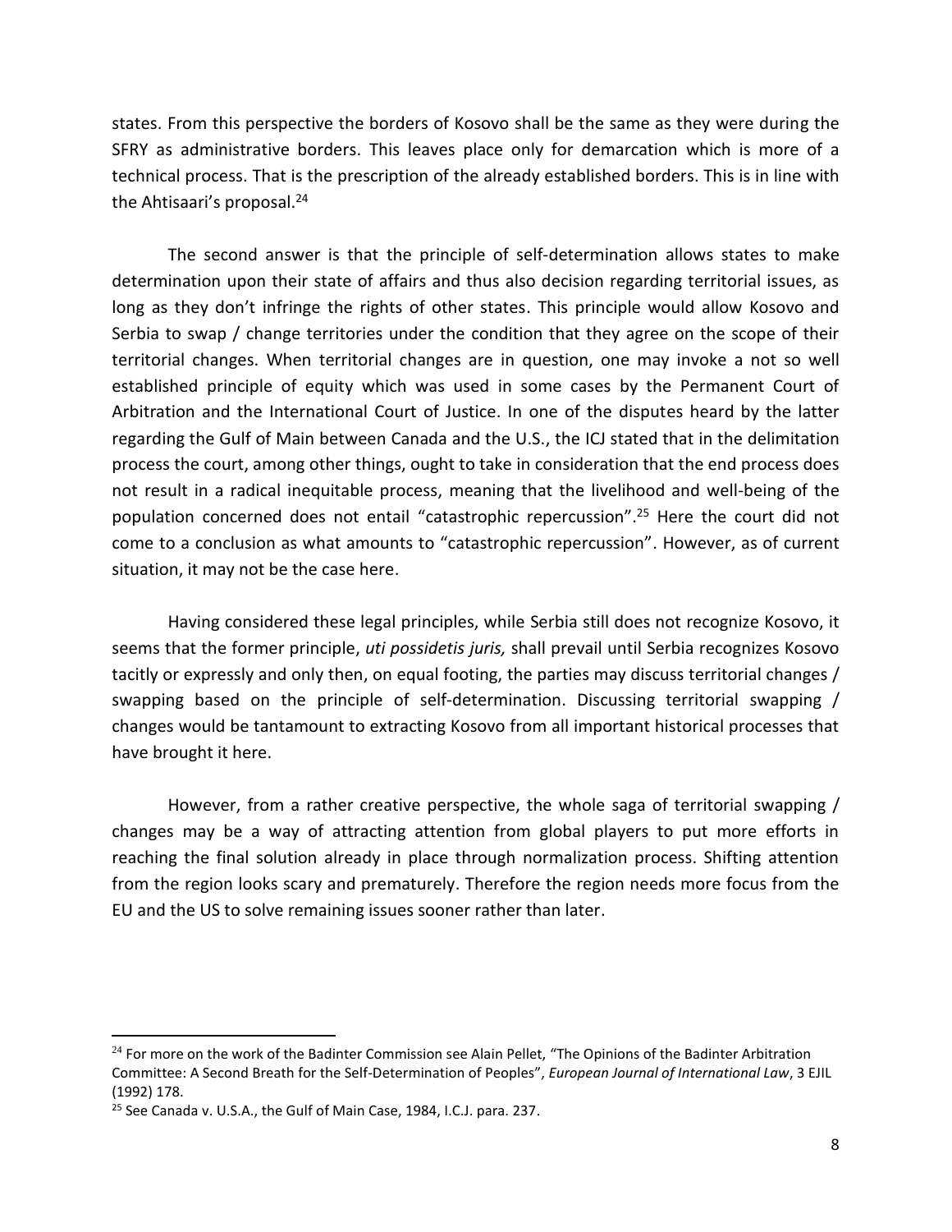states. From this perspective the borders of Kosovo shall be the same as they were during the SFRY as administrative borders. This leaves place only for demarcation which is more of a technical process. That is the prescription of the already established borders. This is in line with the Ahtisaari's proposal.[24]

The second answer is that the principle of self-determination allows states to make determination upon their state of affairs and thus also decision regarding territorial issues, as long as they don't infringe the rights of other states. This principle would allow Kosovo and Serbia to swap / change territories under the condition that they agree on the scope of their territorial changes. When territorial changes are in question, one may invoke a not so well established principle of equity which was used in some cases by the Permanent Court of Arbitration and the International Court of Justice. In one of the disputes heard by the latter regarding the Gulf of Main between Canada and the U.S., the ICJ stated that in the delimitation process the court, among other things, ought to take in consideration that the end process does not result in a radical inequitable process, meaning that the livelihood and well-being of the population concerned does not entail "catastrophic repercussion".[25] Here the court did not come to a conclusion as what amounts to "catastrophic repercussion". However, as of current situation, it may not be the case here.

Having considered these legal principles, while Serbia still does not recognize Kosovo, it seems that the former principle, *uti possidetis juris,* shall prevail until Serbia recognizes Kosovo tacitly or expressly and only then, on equal footing, the parties may discuss territorial changes / swapping based on the principle of self-determination. Discussing territorial swapping / changes would be tantamount to extracting Kosovo from all important historical processes that have brought it here.

However, from a rather creative perspective, the whole saga of territorial swapping / changes may be a way of attracting attention from global players to put more efforts in reaching the final solution already in place through normalization process. Shifting attention from the region looks scary and prematurely. Therefore the region needs more focus from the EU and the US to solve remaining issues sooner rather than later.

---

[24] For more on the work of the Badinter Commission see Alain Pellet, "The Opinions of the Badinter Arbitration Committee: A Second Breath for the Self-Determination of Peoples", *European Journal of International Law*, 3 EJIL (1992) 178.

[25] See Canada v. U.S.A., the Gulf of Main Case, 1984, I.C.J. para. 237.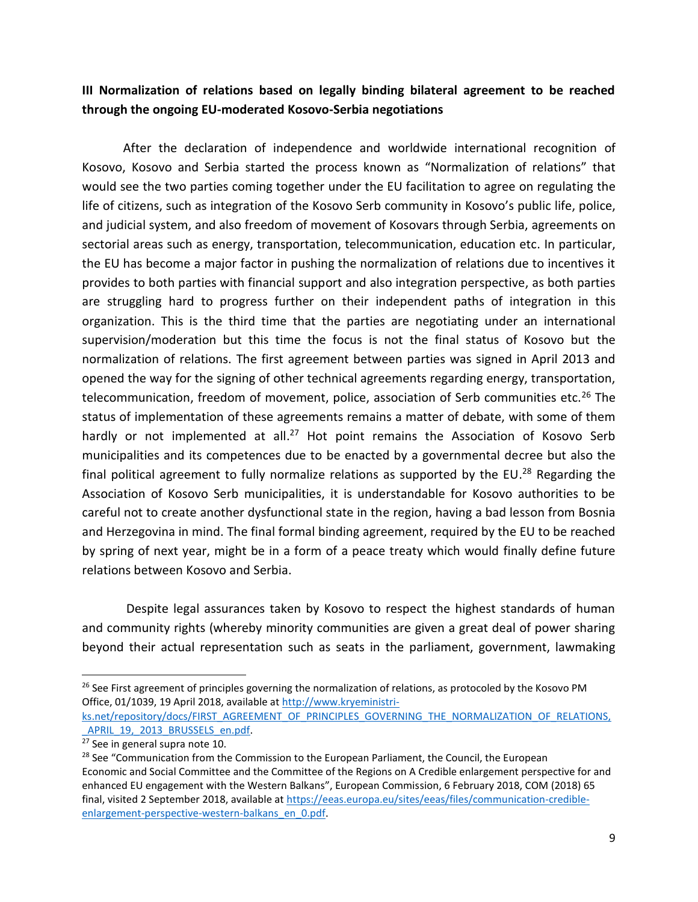## III Normalization of relations based on legally binding bilateral agreement to be reached through the ongoing EU-moderated Kosovo-Serbia negotiations

After the declaration of independence and worldwide international recognition of Kosovo, Kosovo and Serbia started the process known as "Normalization of relations" that would see the two parties coming together under the EU facilitation to agree on regulating the life of citizens, such as integration of the Kosovo Serb community in Kosovo's public life, police, and judicial system, and also freedom of movement of Kosovars through Serbia, agreements on sectorial areas such as energy, transportation, telecommunication, education etc. In particular, the EU has become a major factor in pushing the normalization of relations due to incentives it provides to both parties with financial support and also integration perspective, as both parties are struggling hard to progress further on their independent paths of integration in this organization. This is the third time that the parties are negotiating under an international supervision/moderation but this time the focus is not the final status of Kosovo but the normalization of relations. The first agreement between parties was signed in April 2013 and opened the way for the signing of other technical agreements regarding energy, transportation, telecommunication, freedom of movement, police, association of Serb communities etc.[26] The status of implementation of these agreements remains a matter of debate, with some of them hardly or not implemented at all.[27] Hot point remains the Association of Kosovo Serb municipalities and its competences due to be enacted by a governmental decree but also the final political agreement to fully normalize relations as supported by the EU.[28] Regarding the Association of Kosovo Serb municipalities, it is understandable for Kosovo authorities to be careful not to create another dysfunctional state in the region, having a bad lesson from Bosnia and Herzegovina in mind. The final formal binding agreement, required by the EU to be reached by spring of next year, might be in a form of a peace treaty which would finally define future relations between Kosovo and Serbia.

Despite legal assurances taken by Kosovo to respect the highest standards of human and community rights (whereby minority communities are given a great deal of power sharing beyond their actual representation such as seats in the parliament, government, lawmaking

---

[26] See First agreement of principles governing the normalization of relations, as protocoled by the Kosovo PM Office, 01/1039, 19 April 2018, available at http://www.kryeministri-ks.net/repository/docs/FIRST_AGREEMENT_OF_PRINCIPLES_GOVERNING_THE_NORMALIZATION_OF_RELATIONS,_APRIL_19,_2013_BRUSSELS_en.pdf.

[27] See in general supra note 10.

[28] See "Communication from the Commission to the European Parliament, the Council, the European Economic and Social Committee and the Committee of the Regions on A Credible enlargement perspective for and enhanced EU engagement with the Western Balkans", European Commission, 6 February 2018, COM (2018) 65 final, visited 2 September 2018, available at https://eeas.europa.eu/sites/eeas/files/communication-credible-enlargement-perspective-western-balkans_en_0.pdf.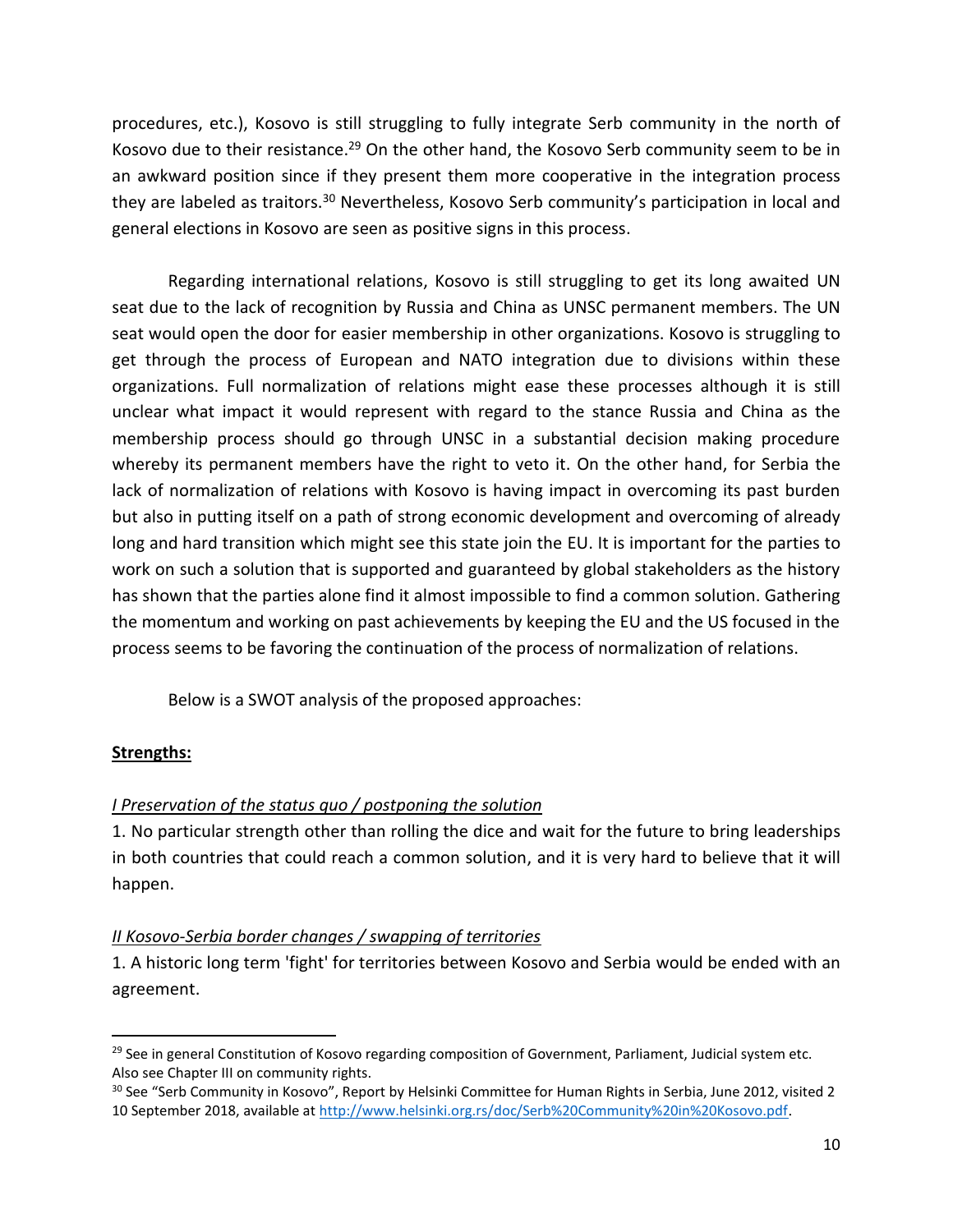procedures, etc.), Kosovo is still struggling to fully integrate Serb community in the north of Kosovo due to their resistance.[29] On the other hand, the Kosovo Serb community seem to be in an awkward position since if they present them more cooperative in the integration process they are labeled as traitors.[30] Nevertheless, Kosovo Serb community's participation in local and general elections in Kosovo are seen as positive signs in this process.

Regarding international relations, Kosovo is still struggling to get its long awaited UN seat due to the lack of recognition by Russia and China as UNSC permanent members. The UN seat would open the door for easier membership in other organizations. Kosovo is struggling to get through the process of European and NATO integration due to divisions within these organizations. Full normalization of relations might ease these processes although it is still unclear what impact it would represent with regard to the stance Russia and China as the membership process should go through UNSC in a substantial decision making procedure whereby its permanent members have the right to veto it. On the other hand, for Serbia the lack of normalization of relations with Kosovo is having impact in overcoming its past burden but also in putting itself on a path of strong economic development and overcoming of already long and hard transition which might see this state join the EU. It is important for the parties to work on such a solution that is supported and guaranteed by global stakeholders as the history has shown that the parties alone find it almost impossible to find a common solution. Gathering the momentum and working on past achievements by keeping the EU and the US focused in the process seems to be favoring the continuation of the process of normalization of relations.

Below is a SWOT analysis of the proposed approaches:

**Strengths:**

*I Preservation of the status quo / postponing the solution*

1. No particular strength other than rolling the dice and wait for the future to bring leaderships in both countries that could reach a common solution, and it is very hard to believe that it will happen.

*II Kosovo-Serbia border changes / swapping of territories*

1. A historic long term 'fight' for territories between Kosovo and Serbia would be ended with an agreement.

---

[29] See in general Constitution of Kosovo regarding composition of Government, Parliament, Judicial system etc. Also see Chapter III on community rights.

[30] See "Serb Community in Kosovo", Report by Helsinki Committee for Human Rights in Serbia, June 2012, visited 2 10 September 2018, available at http://www.helsinki.org.rs/doc/Serb%20Community%20in%20Kosovo.pdf.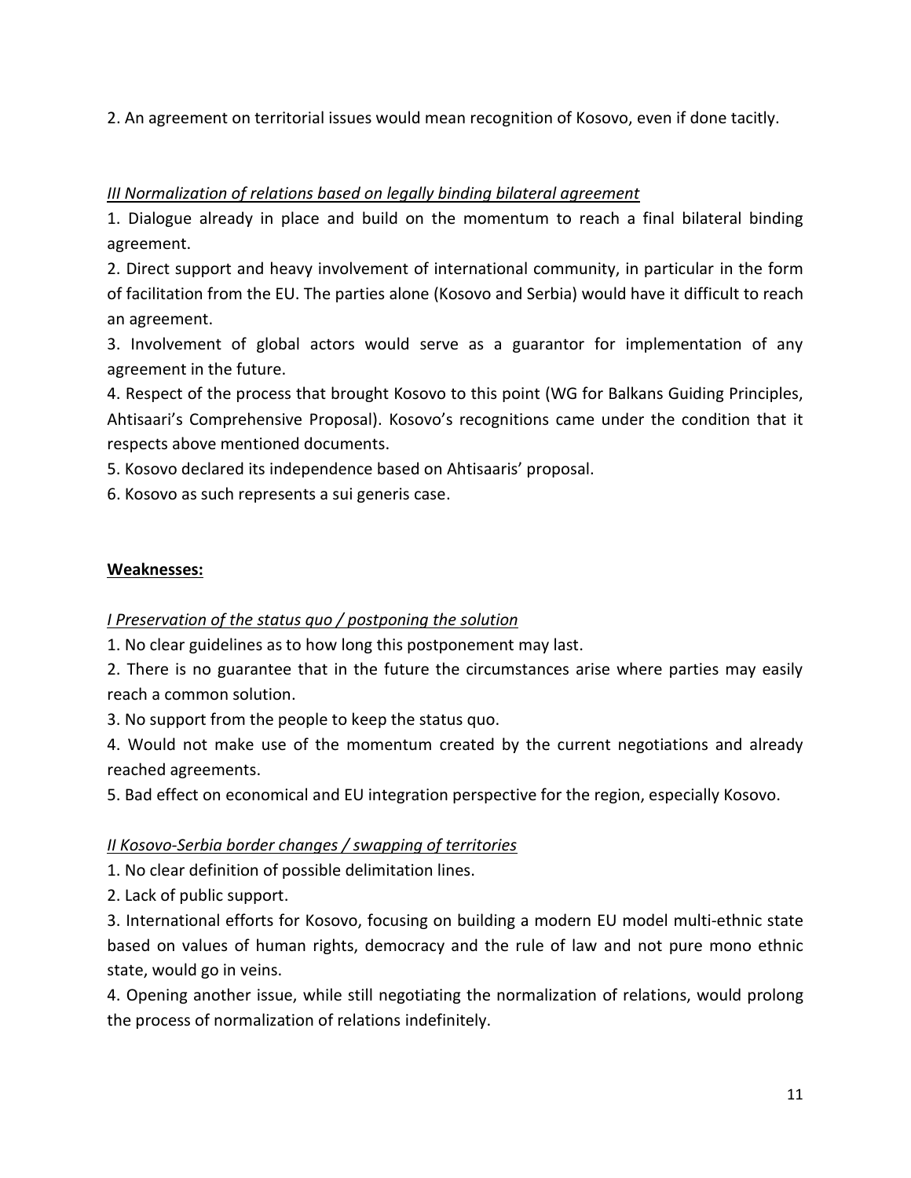2. An agreement on territorial issues would mean recognition of Kosovo, even if done tacitly.

*III Normalization of relations based on legally binding bilateral agreement*

1. Dialogue already in place and build on the momentum to reach a final bilateral binding agreement.
2. Direct support and heavy involvement of international community, in particular in the form of facilitation from the EU. The parties alone (Kosovo and Serbia) would have it difficult to reach an agreement.
3. Involvement of global actors would serve as a guarantor for implementation of any agreement in the future.
4. Respect of the process that brought Kosovo to this point (WG for Balkans Guiding Principles, Ahtisaari's Comprehensive Proposal). Kosovo's recognitions came under the condition that it respects above mentioned documents.
5. Kosovo declared its independence based on Ahtisaaris' proposal.
6. Kosovo as such represents a sui generis case.

**Weaknesses:**

*I Preservation of the status quo / postponing the solution*

1. No clear guidelines as to how long this postponement may last.
2. There is no guarantee that in the future the circumstances arise where parties may easily reach a common solution.
3. No support from the people to keep the status quo.
4. Would not make use of the momentum created by the current negotiations and already reached agreements.
5. Bad effect on economical and EU integration perspective for the region, especially Kosovo.

*II Kosovo-Serbia border changes / swapping of territories*

1. No clear definition of possible delimitation lines.
2. Lack of public support.
3. International efforts for Kosovo, focusing on building a modern EU model multi-ethnic state based on values of human rights, democracy and the rule of law and not pure mono ethnic state, would go in veins.
4. Opening another issue, while still negotiating the normalization of relations, would prolong the process of normalization of relations indefinitely.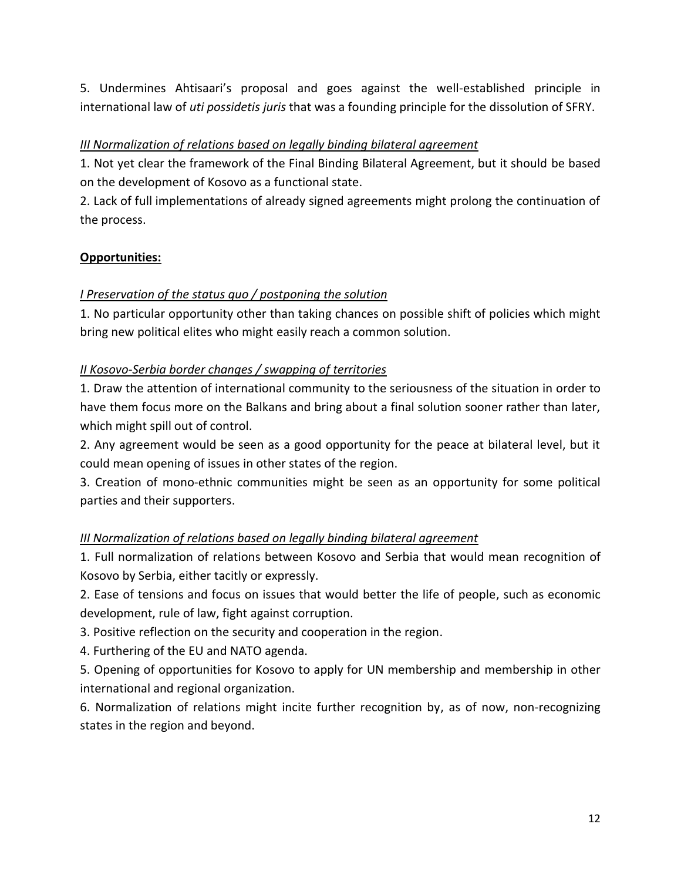5. Undermines Ahtisaari's proposal and goes against the well-established principle in international law of *uti possidetis juris* that was a founding principle for the dissolution of SFRY.

*III Normalization of relations based on legally binding bilateral agreement*

1. Not yet clear the framework of the Final Binding Bilateral Agreement, but it should be based on the development of Kosovo as a functional state.
2. Lack of full implementations of already signed agreements might prolong the continuation of the process.

**Opportunities:**

*I Preservation of the status quo / postponing the solution*

1. No particular opportunity other than taking chances on possible shift of policies which might bring new political elites who might easily reach a common solution.

*II Kosovo-Serbia border changes / swapping of territories*

1. Draw the attention of international community to the seriousness of the situation in order to have them focus more on the Balkans and bring about a final solution sooner rather than later, which might spill out of control.
2. Any agreement would be seen as a good opportunity for the peace at bilateral level, but it could mean opening of issues in other states of the region.
3. Creation of mono-ethnic communities might be seen as an opportunity for some political parties and their supporters.

*III Normalization of relations based on legally binding bilateral agreement*

1. Full normalization of relations between Kosovo and Serbia that would mean recognition of Kosovo by Serbia, either tacitly or expressly.
2. Ease of tensions and focus on issues that would better the life of people, such as economic development, rule of law, fight against corruption.
3. Positive reflection on the security and cooperation in the region.
4. Furthering of the EU and NATO agenda.
5. Opening of opportunities for Kosovo to apply for UN membership and membership in other international and regional organization.
6. Normalization of relations might incite further recognition by, as of now, non-recognizing states in the region and beyond.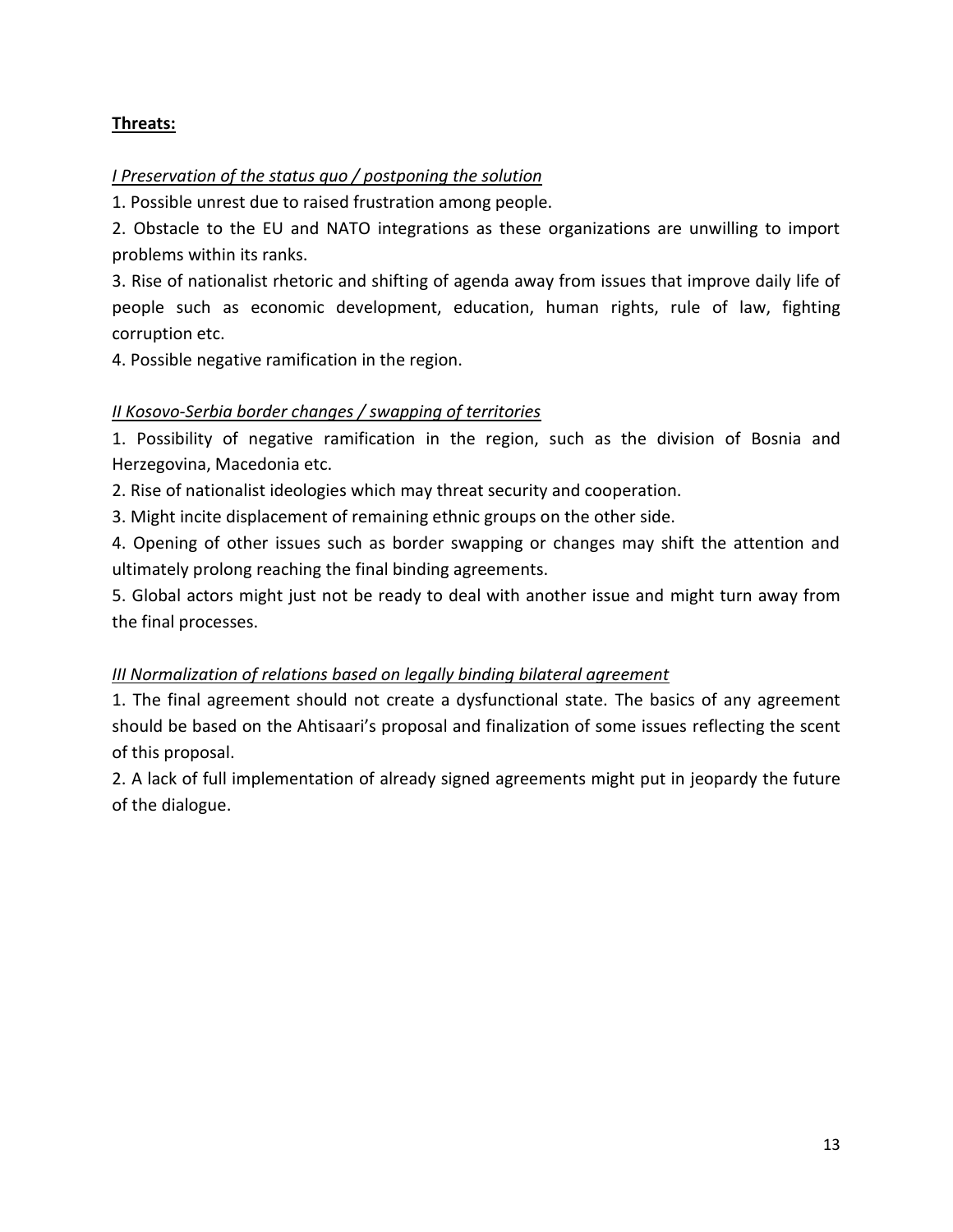**Threats:**

*I Preservation of the status quo / postponing the solution*

1. Possible unrest due to raised frustration among people.
2. Obstacle to the EU and NATO integrations as these organizations are unwilling to import problems within its ranks.
3. Rise of nationalist rhetoric and shifting of agenda away from issues that improve daily life of people such as economic development, education, human rights, rule of law, fighting corruption etc.
4. Possible negative ramification in the region.

*II Kosovo-Serbia border changes / swapping of territories*

1. Possibility of negative ramification in the region, such as the division of Bosnia and Herzegovina, Macedonia etc.
2. Rise of nationalist ideologies which may threat security and cooperation.
3. Might incite displacement of remaining ethnic groups on the other side.
4. Opening of other issues such as border swapping or changes may shift the attention and ultimately prolong reaching the final binding agreements.
5. Global actors might just not be ready to deal with another issue and might turn away from the final processes.

*III Normalization of relations based on legally binding bilateral agreement*

1. The final agreement should not create a dysfunctional state. The basics of any agreement should be based on the Ahtisaari's proposal and finalization of some issues reflecting the scent of this proposal.
2. A lack of full implementation of already signed agreements might put in jeopardy the future of the dialogue.